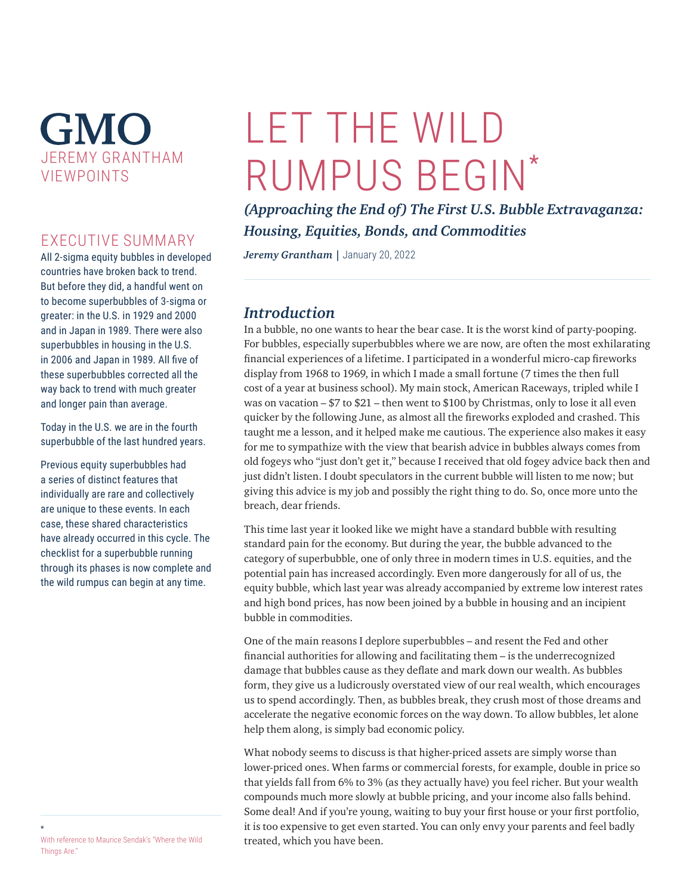GMO

JEREMY GRANTHAM VIEWPOINTS

# LET THE WILD RUMPUS BEGIN*

***(Approaching the End of) The First U.S. Bubble Extravaganza: Housing, Equities, Bonds, and Commodities***

***Jeremy Grantham*** | January 20, 2022

## EXECUTIVE SUMMARY

All 2-sigma equity bubbles in developed countries have broken back to trend. But before they did, a handful went on to become superbubbles of 3-sigma or greater: in the U.S. in 1929 and 2000 and in Japan in 1989. There were also superbubbles in housing in the U.S. in 2006 and Japan in 1989. All five of these superbubbles corrected all the way back to trend with much greater and longer pain than average.

Today in the U.S. we are in the fourth superbubble of the last hundred years.

Previous equity superbubbles had a series of distinct features that individually are rare and collectively are unique to these events. In each case, these shared characteristics have already occurred in this cycle. The checklist for a superbubble running through its phases is now complete and the wild rumpus can begin at any time.

## *Introduction*

In a bubble, no one wants to hear the bear case. It is the worst kind of party-pooping. For bubbles, especially superbubbles where we are now, are often the most exhilarating financial experiences of a lifetime. I participated in a wonderful micro-cap fireworks display from 1968 to 1969, in which I made a small fortune (7 times the then full cost of a year at business school). My main stock, American Raceways, tripled while I was on vacation – $7 to $21 – then went to $100 by Christmas, only to lose it all even quicker by the following June, as almost all the fireworks exploded and crashed. This taught me a lesson, and it helped make me cautious. The experience also makes it easy for me to sympathize with the view that bearish advice in bubbles always comes from old fogeys who "just don't get it," because I received that old fogey advice back then and just didn't listen. I doubt speculators in the current bubble will listen to me now; but giving this advice is my job and possibly the right thing to do. So, once more unto the breach, dear friends.

This time last year it looked like we might have a standard bubble with resulting standard pain for the economy. But during the year, the bubble advanced to the category of superbubble, one of only three in modern times in U.S. equities, and the potential pain has increased accordingly. Even more dangerously for all of us, the equity bubble, which last year was already accompanied by extreme low interest rates and high bond prices, has now been joined by a bubble in housing and an incipient bubble in commodities.

One of the main reasons I deplore superbubbles – and resent the Fed and other financial authorities for allowing and facilitating them – is the underrecognized damage that bubbles cause as they deflate and mark down our wealth. As bubbles form, they give us a ludicrously overstated view of our real wealth, which encourages us to spend accordingly. Then, as bubbles break, they crush most of those dreams and accelerate the negative economic forces on the way down. To allow bubbles, let alone help them along, is simply bad economic policy.

What nobody seems to discuss is that higher-priced assets are simply worse than lower-priced ones. When farms or commercial forests, for example, double in price so that yields fall from 6% to 3% (as they actually have) you feel richer. But your wealth compounds much more slowly at bubble pricing, and your income also falls behind. Some deal! And if you're young, waiting to buy your first house or your first portfolio, it is too expensive to get even started. You can only envy your parents and feel badly treated, which you have been.

---

* With reference to Maurice Sendak's "Where the Wild Things Are."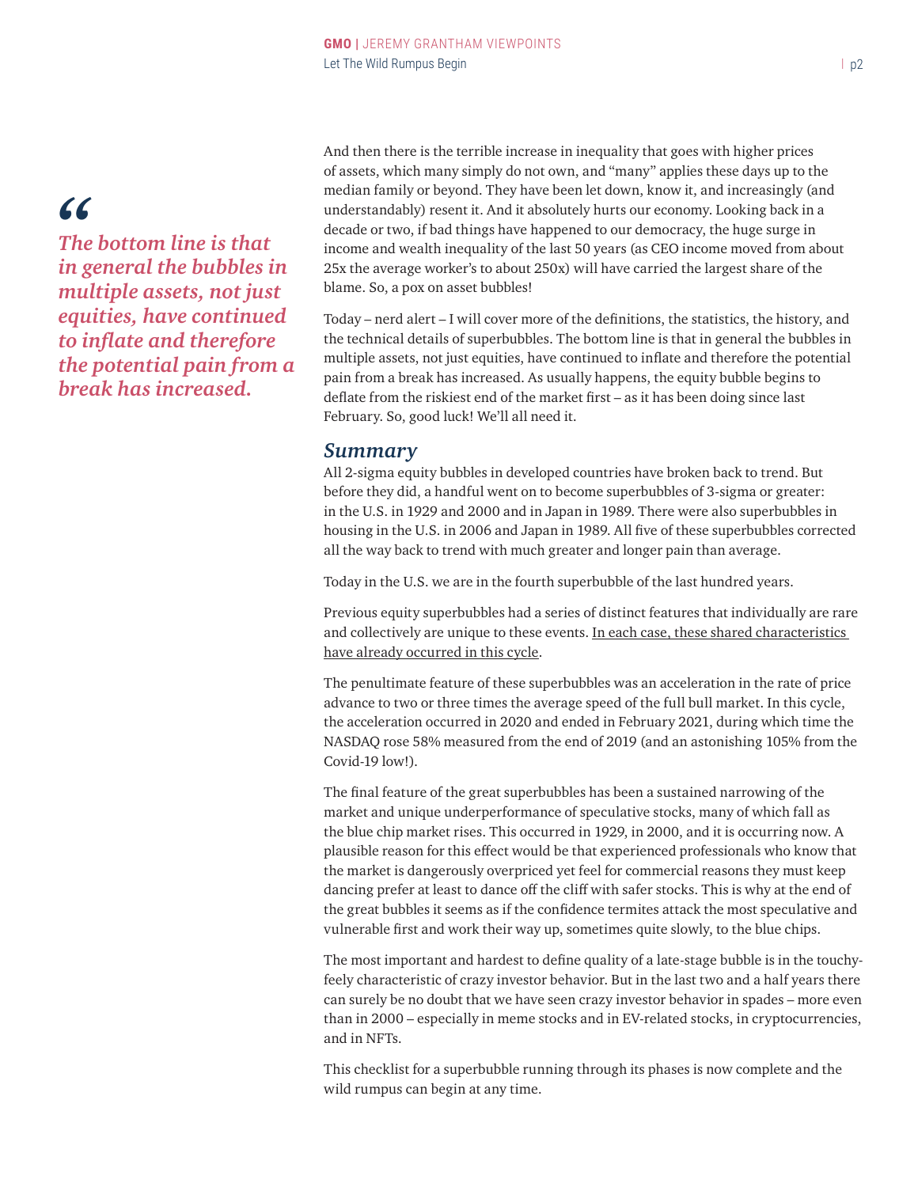> *The bottom line is that in general the bubbles in multiple assets, not just equities, have continued to inflate and therefore the potential pain from a break has increased.*

And then there is the terrible increase in inequality that goes with higher prices of assets, which many simply do not own, and "many" applies these days up to the median family or beyond. They have been let down, know it, and increasingly (and understandably) resent it. And it absolutely hurts our economy. Looking back in a decade or two, if bad things have happened to our democracy, the huge surge in income and wealth inequality of the last 50 years (as CEO income moved from about 25x the average worker's to about 250x) will have carried the largest share of the blame. So, a pox on asset bubbles!

Today – nerd alert – I will cover more of the definitions, the statistics, the history, and the technical details of superbubbles. The bottom line is that in general the bubbles in multiple assets, not just equities, have continued to inflate and therefore the potential pain from a break has increased. As usually happens, the equity bubble begins to deflate from the riskiest end of the market first – as it has been doing since last February. So, good luck! We'll all need it.

## *Summary*

All 2-sigma equity bubbles in developed countries have broken back to trend. But before they did, a handful went on to become superbubbles of 3-sigma or greater: in the U.S. in 1929 and 2000 and in Japan in 1989. There were also superbubbles in housing in the U.S. in 2006 and Japan in 1989. All five of these superbubbles corrected all the way back to trend with much greater and longer pain than average.

Today in the U.S. we are in the fourth superbubble of the last hundred years.

Previous equity superbubbles had a series of distinct features that individually are rare and collectively are unique to these events. <u>In each case, these shared characteristics have already occurred in this cycle</u>.

The penultimate feature of these superbubbles was an acceleration in the rate of price advance to two or three times the average speed of the full bull market. In this cycle, the acceleration occurred in 2020 and ended in February 2021, during which time the NASDAQ rose 58% measured from the end of 2019 (and an astonishing 105% from the Covid-19 low!).

The final feature of the great superbubbles has been a sustained narrowing of the market and unique underperformance of speculative stocks, many of which fall as the blue chip market rises. This occurred in 1929, in 2000, and it is occurring now. A plausible reason for this effect would be that experienced professionals who know that the market is dangerously overpriced yet feel for commercial reasons they must keep dancing prefer at least to dance off the cliff with safer stocks. This is why at the end of the great bubbles it seems as if the confidence termites attack the most speculative and vulnerable first and work their way up, sometimes quite slowly, to the blue chips.

The most important and hardest to define quality of a late-stage bubble is in the touchy-feely characteristic of crazy investor behavior. But in the last two and a half years there can surely be no doubt that we have seen crazy investor behavior in spades – more even than in 2000 – especially in meme stocks and in EV-related stocks, in cryptocurrencies, and in NFTs.

This checklist for a superbubble running through its phases is now complete and the wild rumpus can begin at any time.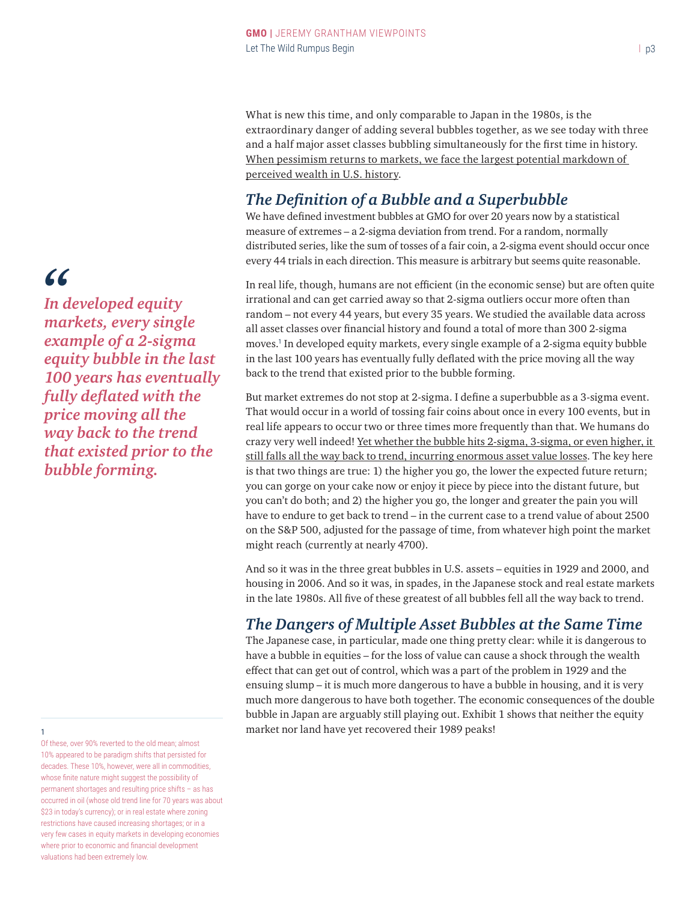What is new this time, and only comparable to Japan in the 1980s, is the extraordinary danger of adding several bubbles together, as we see today with three and a half major asset classes bubbling simultaneously for the first time in history. When pessimism returns to markets, we face the largest potential markdown of perceived wealth in U.S. history.

## *The Definition of a Bubble and a Superbubble*

We have defined investment bubbles at GMO for over 20 years now by a statistical measure of extremes – a 2-sigma deviation from trend. For a random, normally distributed series, like the sum of tosses of a fair coin, a 2-sigma event should occur once every 44 trials in each direction. This measure is arbitrary but seems quite reasonable.

In real life, though, humans are not efficient (in the economic sense) but are often quite irrational and can get carried away so that 2-sigma outliers occur more often than random – not every 44 years, but every 35 years. We studied the available data across all asset classes over financial history and found a total of more than 300 2-sigma moves.[1] In developed equity markets, every single example of a 2-sigma equity bubble in the last 100 years has eventually fully deflated with the price moving all the way back to the trend that existed prior to the bubble forming.

> ***"In developed equity markets, every single example of a 2-sigma equity bubble in the last 100 years has eventually fully deflated with the price moving all the way back to the trend that existed prior to the bubble forming.***

But market extremes do not stop at 2-sigma. I define a superbubble as a 3-sigma event. That would occur in a world of tossing fair coins about once in every 100 events, but in real life appears to occur two or three times more frequently than that. We humans do crazy very well indeed! Yet whether the bubble hits 2-sigma, 3-sigma, or even higher, it still falls all the way back to trend, incurring enormous asset value losses. The key here is that two things are true: 1) the higher you go, the lower the expected future return; you can gorge on your cake now or enjoy it piece by piece into the distant future, but you can't do both; and 2) the higher you go, the longer and greater the pain you will have to endure to get back to trend – in the current case to a trend value of about 2500 on the S&P 500, adjusted for the passage of time, from whatever high point the market might reach (currently at nearly 4700).

And so it was in the three great bubbles in U.S. assets – equities in 1929 and 2000, and housing in 2006. And so it was, in spades, in the Japanese stock and real estate markets in the late 1980s. All five of these greatest of all bubbles fell all the way back to trend.

## *The Dangers of Multiple Asset Bubbles at the Same Time*

The Japanese case, in particular, made one thing pretty clear: while it is dangerous to have a bubble in equities – for the loss of value can cause a shock through the wealth effect that can get out of control, which was a part of the problem in 1929 and the ensuing slump – it is much more dangerous to have a bubble in housing, and it is very much more dangerous to have both together. The economic consequences of the double bubble in Japan are arguably still playing out. Exhibit 1 shows that neither the equity market nor land have yet recovered their 1989 peaks!

---

[1] Of these, over 90% reverted to the old mean; almost 10% appeared to be paradigm shifts that persisted for decades. These 10%, however, were all in commodities, whose finite nature might suggest the possibility of permanent shortages and resulting price shifts – as has occurred in oil (whose old trend line for 70 years was about $23 in today's currency); or in real estate where zoning restrictions have caused increasing shortages; or in a very few cases in equity markets in developing economies where prior to economic and financial development valuations had been extremely low.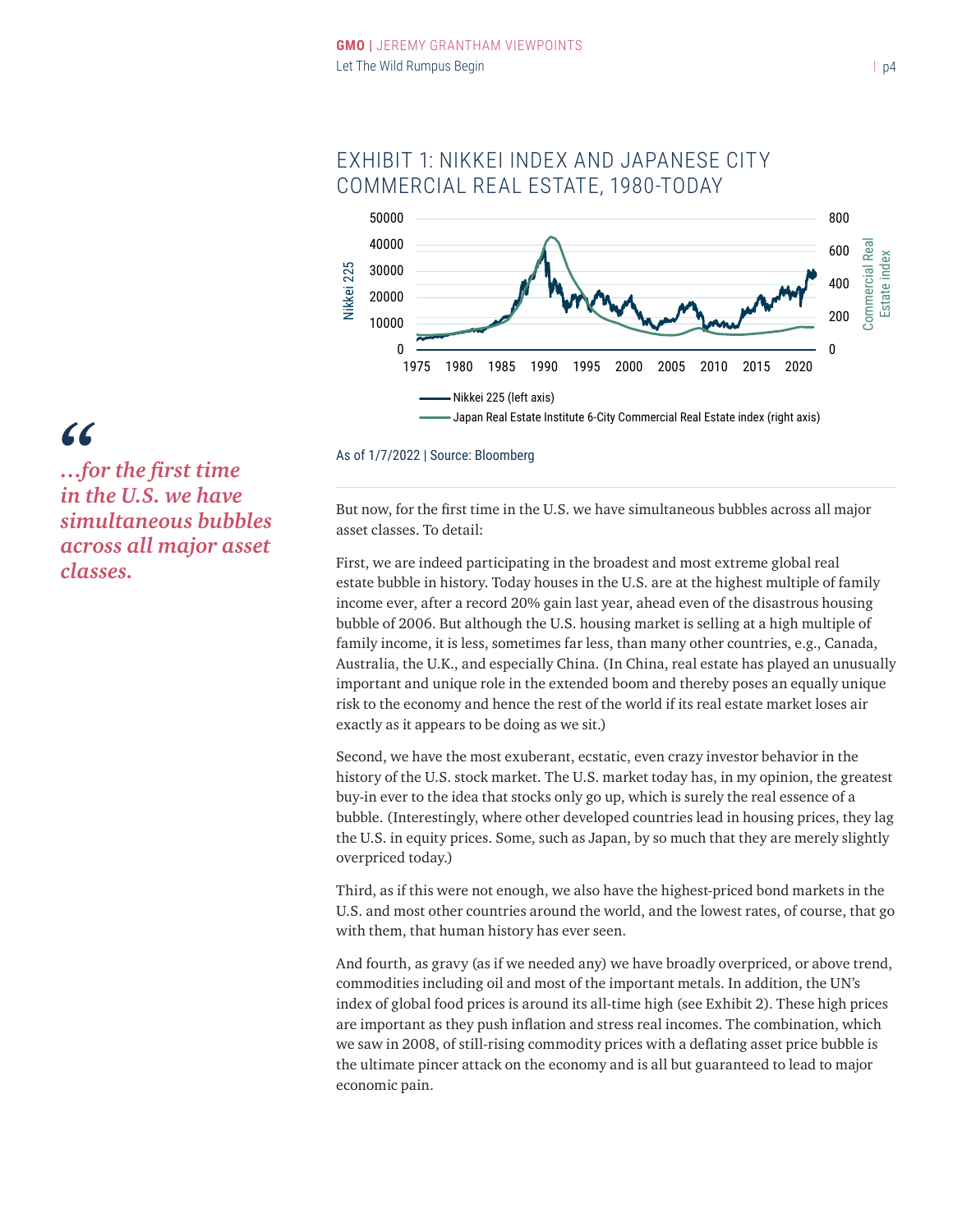## EXHIBIT 1: NIKKEI INDEX AND JAPANESE CITY COMMERCIAL REAL ESTATE, 1980-TODAY

As of 1/7/2022 | Source: Bloomberg

> *"...for the first time in the U.S. we have simultaneous bubbles across all major asset classes.*

But now, for the first time in the U.S. we have simultaneous bubbles across all major asset classes. To detail:

First, we are indeed participating in the broadest and most extreme global real estate bubble in history. Today houses in the U.S. are at the highest multiple of family income ever, after a record 20% gain last year, ahead even of the disastrous housing bubble of 2006. But although the U.S. housing market is selling at a high multiple of family income, it is less, sometimes far less, than many other countries, e.g., Canada, Australia, the U.K., and especially China. (In China, real estate has played an unusually important and unique role in the extended boom and thereby poses an equally unique risk to the economy and hence the rest of the world if its real estate market loses air exactly as it appears to be doing as we sit.)

Second, we have the most exuberant, ecstatic, even crazy investor behavior in the history of the U.S. stock market. The U.S. market today has, in my opinion, the greatest buy-in ever to the idea that stocks only go up, which is surely the real essence of a bubble. (Interestingly, where other developed countries lead in housing prices, they lag the U.S. in equity prices. Some, such as Japan, by so much that they are merely slightly overpriced today.)

Third, as if this were not enough, we also have the highest-priced bond markets in the U.S. and most other countries around the world, and the lowest rates, of course, that go with them, that human history has ever seen.

And fourth, as gravy (as if we needed any) we have broadly overpriced, or above trend, commodities including oil and most of the important metals. In addition, the UN's index of global food prices is around its all-time high (see Exhibit 2). These high prices are important as they push inflation and stress real incomes. The combination, which we saw in 2008, of still-rising commodity prices with a deflating asset price bubble is the ultimate pincer attack on the economy and is all but guaranteed to lead to major economic pain.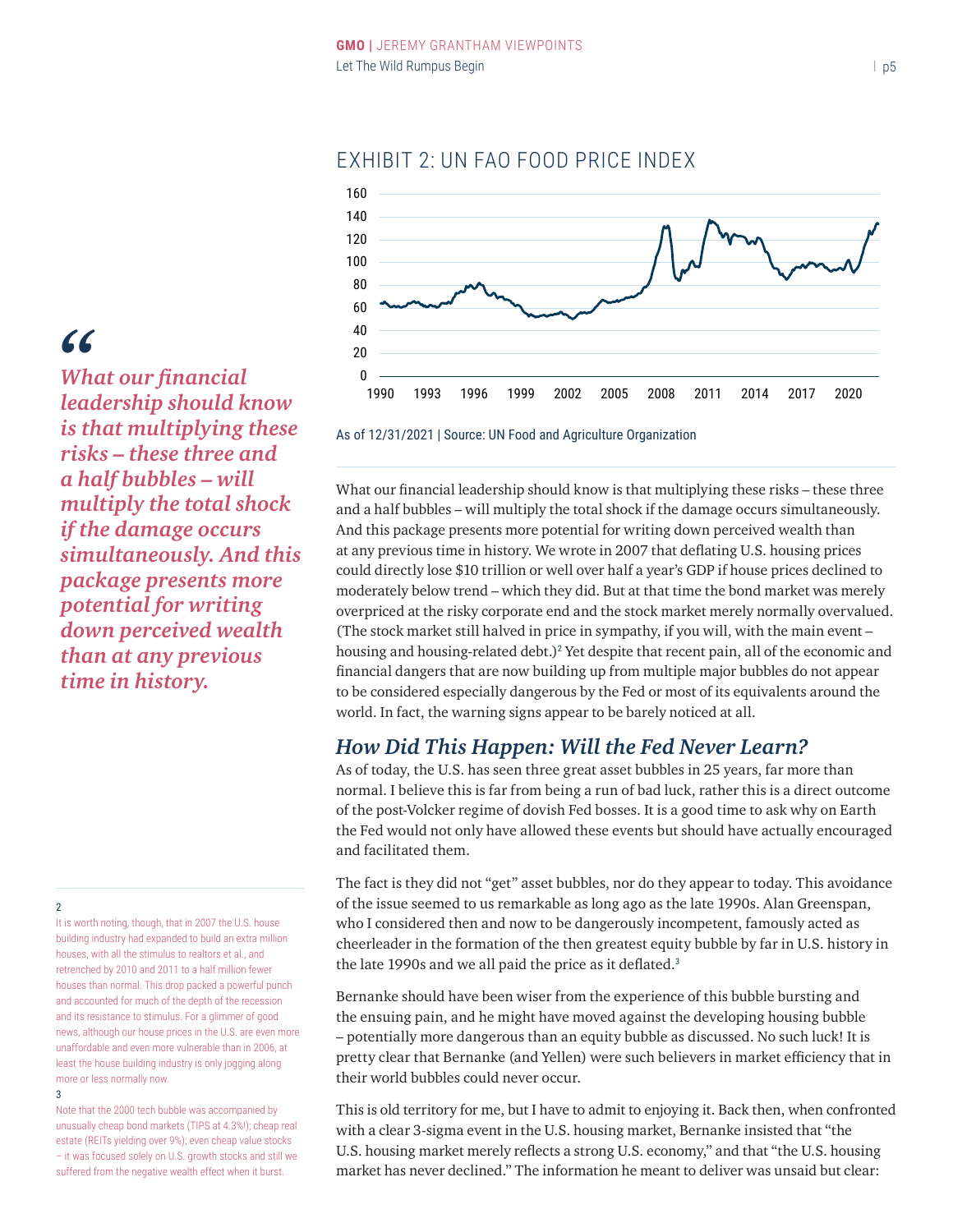## EXHIBIT 2: UN FAO FOOD PRICE INDEX

As of 12/31/2021 | Source: UN Food and Agriculture Organization

> *What our financial leadership should know is that multiplying these risks – these three and a half bubbles – will multiply the total shock if the damage occurs simultaneously. And this package presents more potential for writing down perceived wealth than at any previous time in history.*

What our financial leadership should know is that multiplying these risks – these three and a half bubbles – will multiply the total shock if the damage occurs simultaneously. And this package presents more potential for writing down perceived wealth than at any previous time in history. We wrote in 2007 that deflating U.S. housing prices could directly lose $10 trillion or well over half a year's GDP if house prices declined to moderately below trend – which they did. But at that time the bond market was merely overpriced at the risky corporate end and the stock market merely normally overvalued. (The stock market still halved in price in sympathy, if you will, with the main event – housing and housing-related debt.)[2] Yet despite that recent pain, all of the economic and financial dangers that are now building up from multiple major bubbles do not appear to be considered especially dangerous by the Fed or most of its equivalents around the world. In fact, the warning signs appear to be barely noticed at all.

### *How Did This Happen: Will the Fed Never Learn?*

As of today, the U.S. has seen three great asset bubbles in 25 years, far more than normal. I believe this is far from being a run of bad luck, rather this is a direct outcome of the post-Volcker regime of dovish Fed bosses. It is a good time to ask why on Earth the Fed would not only have allowed these events but should have actually encouraged and facilitated them.

The fact is they did not "get" asset bubbles, nor do they appear to today. This avoidance of the issue seemed to us remarkable as long ago as the late 1990s. Alan Greenspan, who I considered then and now to be dangerously incompetent, famously acted as cheerleader in the formation of the then greatest equity bubble by far in U.S. history in the late 1990s and we all paid the price as it deflated.[3]

Bernanke should have been wiser from the experience of this bubble bursting and the ensuing pain, and he might have moved against the developing housing bubble – potentially more dangerous than an equity bubble as discussed. No such luck! It is pretty clear that Bernanke (and Yellen) were such believers in market efficiency that in their world bubbles could never occur.

This is old territory for me, but I have to admit to enjoying it. Back then, when confronted with a clear 3-sigma event in the U.S. housing market, Bernanke insisted that "the U.S. housing market merely reflects a strong U.S. economy," and that "the U.S. housing market has never declined." The information he meant to deliver was unsaid but clear:

---

2 It is worth noting, though, that in 2007 the U.S. house building industry had expanded to build an extra million houses, with all the stimulus to realtors et al., and retrenched by 2010 and 2011 to a half million fewer houses than normal. This drop packed a powerful punch and accounted for much of the depth of the recession and its resistance to stimulus. For a glimmer of good news, although our house prices in the U.S. are even more unaffordable and even more vulnerable than in 2006, at least the house building industry is only jogging along more or less normally now.

3 Note that the 2000 tech bubble was accompanied by unusually cheap bond markets (TIPS at 4.3%!); cheap real estate (REITs yielding over 9%); even cheap value stocks – it was focused solely on U.S. growth stocks and still we suffered from the negative wealth effect when it burst.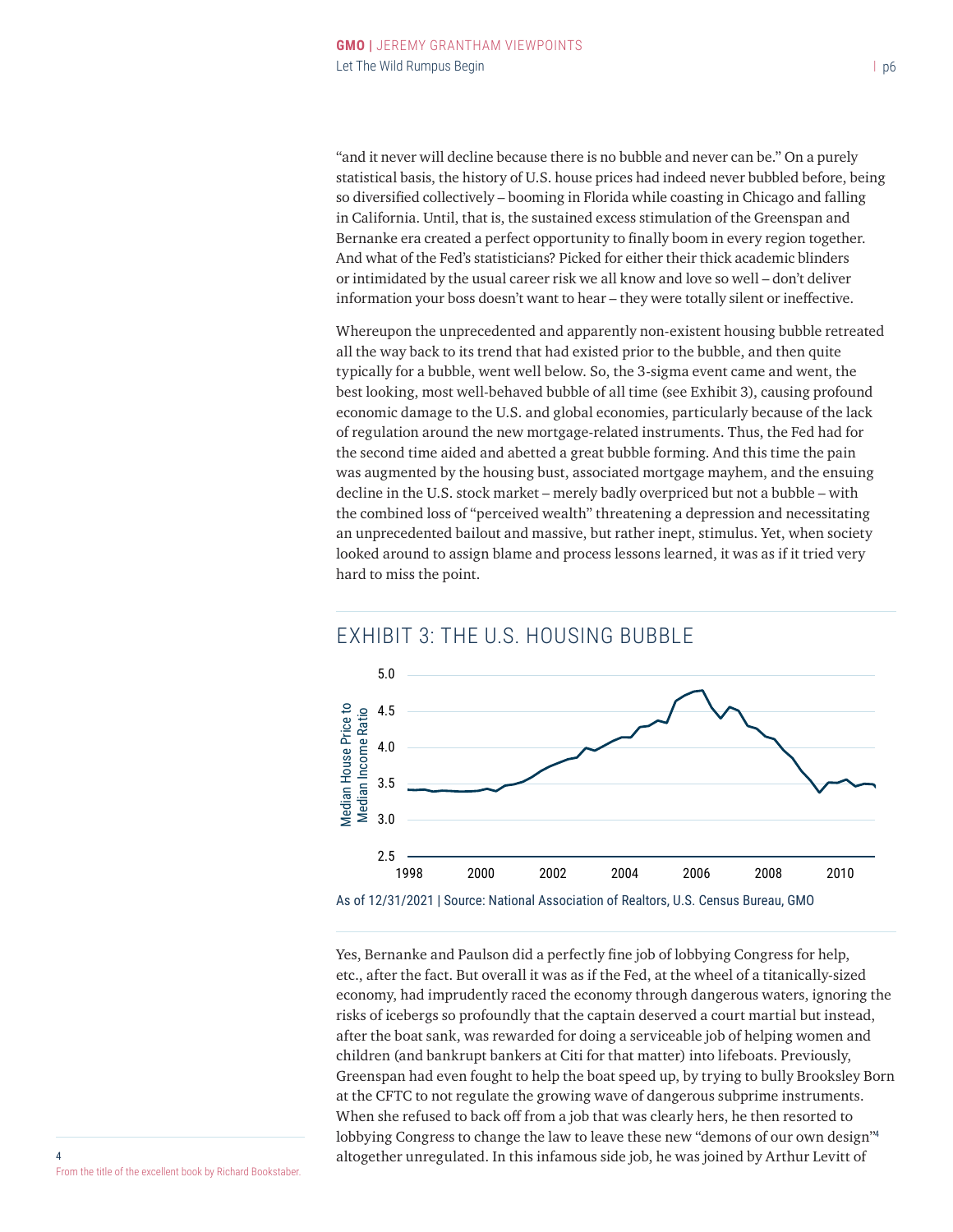"and it never will decline because there is no bubble and never can be." On a purely statistical basis, the history of U.S. house prices had indeed never bubbled before, being so diversified collectively – booming in Florida while coasting in Chicago and falling in California. Until, that is, the sustained excess stimulation of the Greenspan and Bernanke era created a perfect opportunity to finally boom in every region together. And what of the Fed's statisticians? Picked for either their thick academic blinders or intimidated by the usual career risk we all know and love so well – don't deliver information your boss doesn't want to hear – they were totally silent or ineffective.

Whereupon the unprecedented and apparently non-existent housing bubble retreated all the way back to its trend that had existed prior to the bubble, and then quite typically for a bubble, went well below. So, the 3-sigma event came and went, the best looking, most well-behaved bubble of all time (see Exhibit 3), causing profound economic damage to the U.S. and global economies, particularly because of the lack of regulation around the new mortgage-related instruments. Thus, the Fed had for the second time aided and abetted a great bubble forming. And this time the pain was augmented by the housing bust, associated mortgage mayhem, and the ensuing decline in the U.S. stock market – merely badly overpriced but not a bubble – with the combined loss of "perceived wealth" threatening a depression and necessitating an unprecedented bailout and massive, but rather inept, stimulus. Yet, when society looked around to assign blame and process lessons learned, it was as if it tried very hard to miss the point.

## EXHIBIT 3: THE U.S. HOUSING BUBBLE

As of 12/31/2021 | Source: National Association of Realtors, U.S. Census Bureau, GMO

Yes, Bernanke and Paulson did a perfectly fine job of lobbying Congress for help, etc., after the fact. But overall it was as if the Fed, at the wheel of a titanically-sized economy, had imprudently raced the economy through dangerous waters, ignoring the risks of icebergs so profoundly that the captain deserved a court martial but instead, after the boat sank, was rewarded for doing a serviceable job of helping women and children (and bankrupt bankers at Citi for that matter) into lifeboats. Previously, Greenspan had even fought to help the boat speed up, by trying to bully Brooksley Born at the CFTC to not regulate the growing wave of dangerous subprime instruments. When she refused to back off from a job that was clearly hers, he then resorted to lobbying Congress to change the law to leave these new "demons of our own design"[4] altogether unregulated. In this infamous side job, he was joined by Arthur Levitt of

[4] From the title of the excellent book by Richard Bookstaber.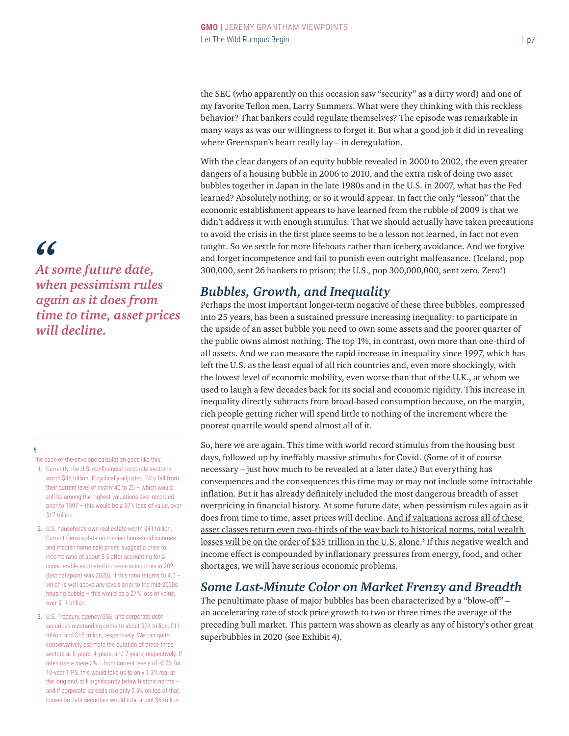the SEC (who apparently on this occasion saw "security" as a dirty word) and one of my favorite Teflon men, Larry Summers. What were they thinking with this reckless behavior? That bankers could regulate themselves? The episode was remarkable in many ways as was our willingness to forget it. But what a good job it did in revealing where Greenspan's heart really lay – in deregulation.

With the clear dangers of an equity bubble revealed in 2000 to 2002, the even greater dangers of a housing bubble in 2006 to 2010, and the extra risk of doing two asset bubbles together in Japan in the late 1980s and in the U.S. in 2007, what has the Fed learned? Absolutely nothing, or so it would appear. In fact the only "lesson" that the economic establishment appears to have learned from the rubble of 2009 is that we didn't address it with enough stimulus. That we should actually have taken precautions to avoid the crisis in the first place seems to be a lesson not learned, in fact not even taught. So we settle for more lifeboats rather than iceberg avoidance. And we forgive and forget incompetence and fail to punish even outright malfeasance. (Iceland, pop 300,000, sent 26 bankers to prison; the U.S., pop 300,000,000, sent zero. Zero!)

> *At some future date, when pessimism rules again as it does from time to time, asset prices will decline.*

## *Bubbles, Growth, and Inequality*

Perhaps the most important longer-term negative of these three bubbles, compressed into 25 years, has been a sustained pressure increasing inequality: to participate in the upside of an asset bubble you need to own some assets and the poorer quarter of the public owns almost nothing. The top 1%, in contrast, own more than one-third of all assets. And we can measure the rapid increase in inequality since 1997, which has left the U.S. as the least equal of all rich countries and, even more shockingly, with the lowest level of economic mobility, even worse than that of the U.K., at whom we used to laugh a few decades back for its social and economic rigidity. This increase in inequality directly subtracts from broad-based consumption because, on the margin, rich people getting richer will spend little to nothing of the increment where the poorest quartile would spend almost all of it.

So, here we are again. This time with world record stimulus from the housing bust days, followed up by ineffably massive stimulus for Covid. (Some of it of course necessary – just how much to be revealed at a later date.) But everything has consequences and the consequences this time may or may not include some intractable inflation. But it has already definitely included the most dangerous breadth of asset overpricing in financial history. At some future date, when pessimism rules again as it does from time to time, asset prices will decline. <u>And if valuations across all of these asset classes return even two-thirds of the way back to historical norms, total wealth losses will be on the order of $35 trillion in the U.S. alone</u>.[5] If this negative wealth and income effect is compounded by inflationary pressures from energy, food, and other shortages, we will have serious economic problems.

## *Some Last-Minute Color on Market Frenzy and Breadth*

The penultimate phase of major bubbles has been characterized by a "blow-off" – an accelerating rate of stock price growth to two or three times the average of the preceding bull market. This pattern was shown as clearly as any of history's other great superbubbles in 2020 (see Exhibit 4).

---

[5] The back-of-the-envelope calculation goes like this:

1. Currently, the U.S. nonfinancial corporate sector is worth $48 trillion. If cyclically-adjusted P/Es fall from their current level of nearly 40 to 25 – which would still be among the highest valuations ever recorded prior to 1997 – this would be a 37% loss of value, over $17 trillion.
2. U.S. households own real estate worth $41 trillion. Current Census data on median household incomes and median home sale prices suggest a price to income ratio of about 5.5 after accounting for a considerable estimated increase in incomes in 2021 (last datapoint was 2020). If this ratio returns to 4.0 – which is well above any levels prior to the mid-2000s housing bubble – this would be a 27% loss of value, over $11 trillion.
3. U.S. Treasury, agency/GSE, and corporate debt securities outstanding come to about $24 trillion, $11 trillion, and $15 trillion, respectively. We can quite conservatively estimate the duration of these three sectors at 5 years, 4 years, and 7 years, respectively. If rates rise a mere 2% – from current levels of -0.7% for 10-year TIPS, this would take us to only 1.3% real at the long end, still significantly below historic norms – and if corporate spreads rise only 0.5% on top of that, losses on debt securities would total about $6 trillion.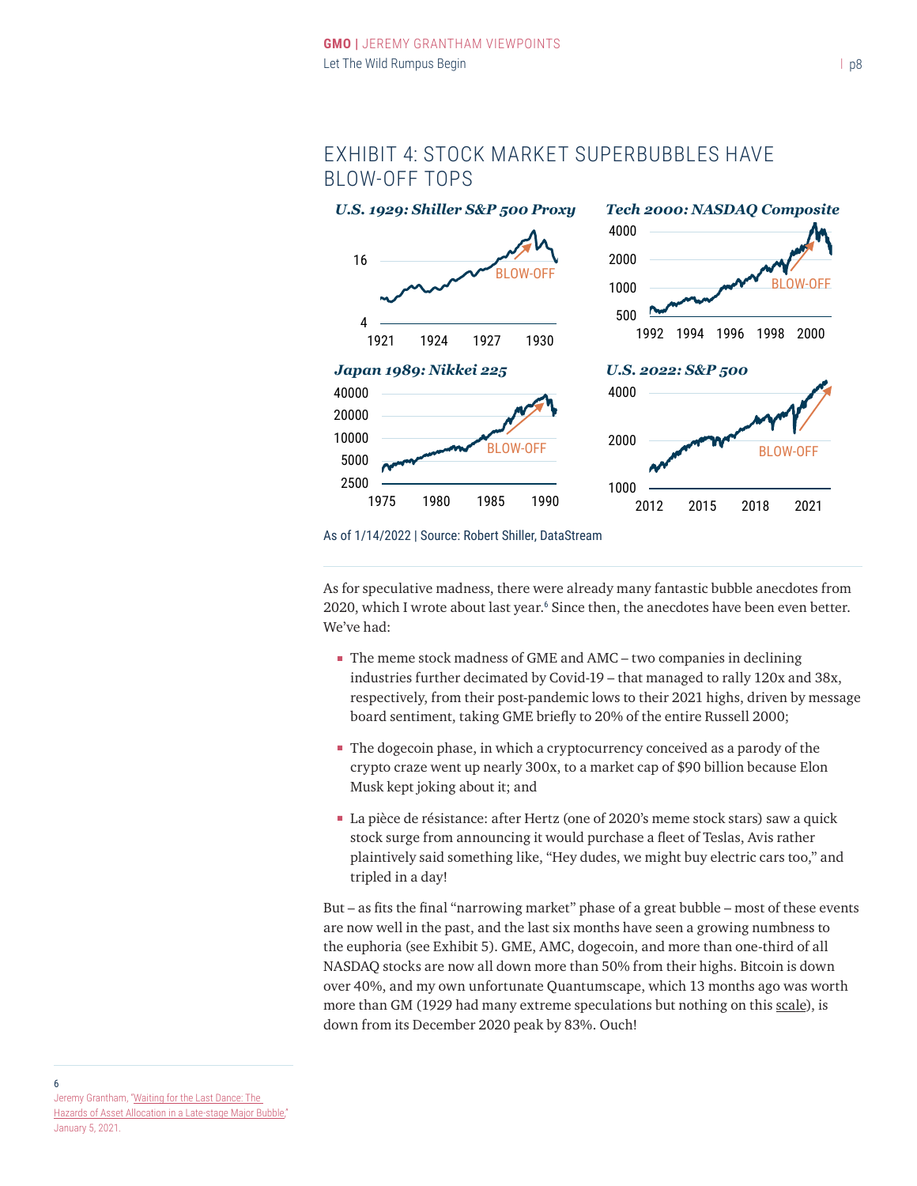## EXHIBIT 4: STOCK MARKET SUPERBUBBLES HAVE BLOW-OFF TOPS

*U.S. 1929: Shiller S&P 500 Proxy*

*Tech 2000: NASDAQ Composite*

*Japan 1989: Nikkei 225*

*U.S. 2022: S&P 500*

As of 1/14/2022 | Source: Robert Shiller, DataStream

As for speculative madness, there were already many fantastic bubble anecdotes from 2020, which I wrote about last year.[6] Since then, the anecdotes have been even better. We've had:

- The meme stock madness of GME and AMC – two companies in declining industries further decimated by Covid-19 – that managed to rally 120x and 38x, respectively, from their post-pandemic lows to their 2021 highs, driven by message board sentiment, taking GME briefly to 20% of the entire Russell 2000;
- The dogecoin phase, in which a cryptocurrency conceived as a parody of the crypto craze went up nearly 300x, to a market cap of $90 billion because Elon Musk kept joking about it; and
- La pièce de résistance: after Hertz (one of 2020's meme stock stars) saw a quick stock surge from announcing it would purchase a fleet of Teslas, Avis rather plaintively said something like, "Hey dudes, we might buy electric cars too," and tripled in a day!

But – as fits the final "narrowing market" phase of a great bubble – most of these events are now well in the past, and the last six months have seen a growing numbness to the euphoria (see Exhibit 5). GME, AMC, dogecoin, and more than one-third of all NASDAQ stocks are now all down more than 50% from their highs. Bitcoin is down over 40%, and my own unfortunate Quantumscape, which 13 months ago was worth more than GM (1929 had many extreme speculations but nothing on this scale), is down from its December 2020 peak by 83%. Ouch!

[6] Jeremy Grantham, "Waiting for the Last Dance: The Hazards of Asset Allocation in a Late-stage Major Bubble," January 5, 2021.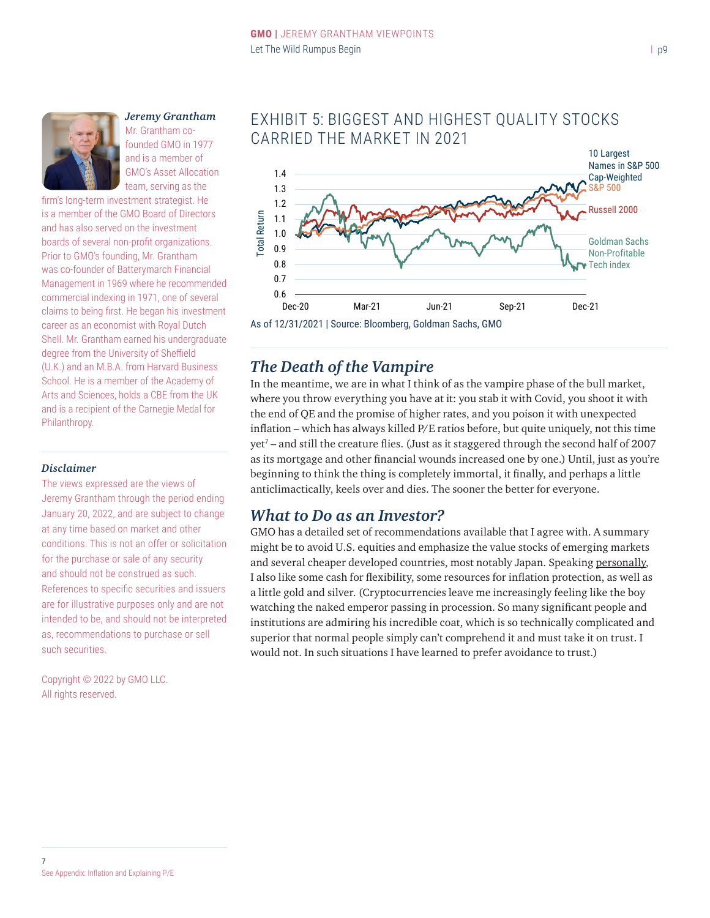*Jeremy Grantham*

Mr. Grantham co-founded GMO in 1977 and is a member of GMO's Asset Allocation team, serving as the firm's long-term investment strategist. He is a member of the GMO Board of Directors and has also served on the investment boards of several non-profit organizations. Prior to GMO's founding, Mr. Grantham was co-founder of Batterymarch Financial Management in 1969 where he recommended commercial indexing in 1971, one of several claims to being first. He began his investment career as an economist with Royal Dutch Shell. Mr. Grantham earned his undergraduate degree from the University of Sheffield (U.K.) and an M.B.A. from Harvard Business School. He is a member of the Academy of Arts and Sciences, holds a CBE from the UK and is a recipient of the Carnegie Medal for Philanthropy.

***Disclaimer***

The views expressed are the views of Jeremy Grantham through the period ending January 20, 2022, and are subject to change at any time based on market and other conditions. This is not an offer or solicitation for the purchase or sale of any security and should not be construed as such. References to specific securities and issuers are for illustrative purposes only and are not intended to be, and should not be interpreted as, recommendations to purchase or sell such securities.

Copyright © 2022 by GMO LLC.
All rights reserved.

## EXHIBIT 5: BIGGEST AND HIGHEST QUALITY STOCKS CARRIED THE MARKET IN 2021

As of 12/31/2021 | Source: Bloomberg, Goldman Sachs, GMO

## *The Death of the Vampire*

In the meantime, we are in what I think of as the vampire phase of the bull market, where you throw everything you have at it: you stab it with Covid, you shoot it with the end of QE and the promise of higher rates, and you poison it with unexpected inflation – which has always killed P/E ratios before, but quite uniquely, not this time yet[7] – and still the creature flies. (Just as it staggered through the second half of 2007 as its mortgage and other financial wounds increased one by one.) Until, just as you're beginning to think the thing is completely immortal, it finally, and perhaps a little anticlimactically, keels over and dies. The sooner the better for everyone.

## *What to Do as an Investor?*

GMO has a detailed set of recommendations available that I agree with. A summary might be to avoid U.S. equities and emphasize the value stocks of emerging markets and several cheaper developed countries, most notably Japan. Speaking personally, I also like some cash for flexibility, some resources for inflation protection, as well as a little gold and silver. (Cryptocurrencies leave me increasingly feeling like the boy watching the naked emperor passing in procession. So many significant people and institutions are admiring his incredible coat, which is so technically complicated and superior that normal people simply can't comprehend it and must take it on trust. I would not. In such situations I have learned to prefer avoidance to trust.)

---

[7] See Appendix: Inflation and Explaining P/E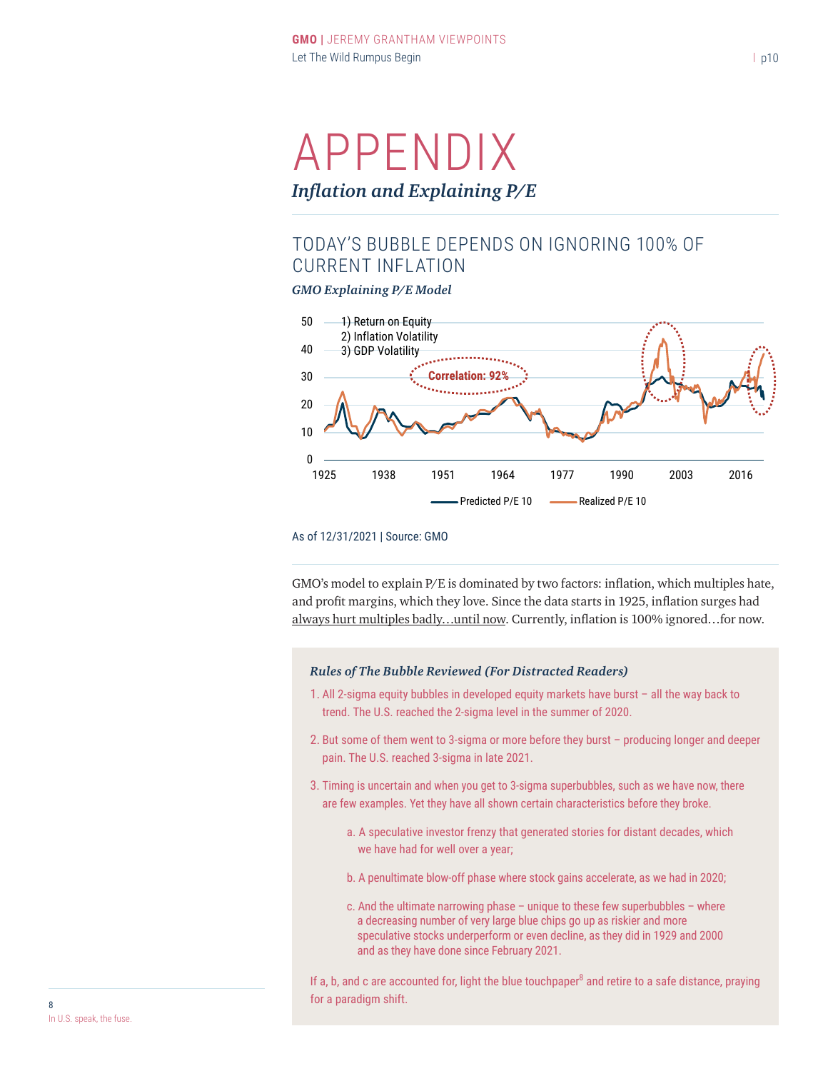# APPENDIX

## *Inflation and Explaining P/E*

### TODAY'S BUBBLE DEPENDS ON IGNORING 100% OF CURRENT INFLATION

***GMO Explaining P/E Model***

As of 12/31/2021 | Source: GMO

GMO's model to explain P/E is dominated by two factors: inflation, which multiples hate, and profit margins, which they love. Since the data starts in 1925, inflation surges had always hurt multiples badly…until now. Currently, inflation is 100% ignored…for now.

***Rules of The Bubble Reviewed (For Distracted Readers)***

1. All 2-sigma equity bubbles in developed equity markets have burst – all the way back to trend. The U.S. reached the 2-sigma level in the summer of 2020.
2. But some of them went to 3-sigma or more before they burst – producing longer and deeper pain. The U.S. reached 3-sigma in late 2021.
3. Timing is uncertain and when you get to 3-sigma superbubbles, such as we have now, there are few examples. Yet they have all shown certain characteristics before they broke.
    a. A speculative investor frenzy that generated stories for distant decades, which we have had for well over a year;
    b. A penultimate blow-off phase where stock gains accelerate, as we had in 2020;
    c. And the ultimate narrowing phase – unique to these few superbubbles – where a decreasing number of very large blue chips go up as riskier and more speculative stocks underperform or even decline, as they did in 1929 and 2000 and as they have done since February 2021.

If a, b, and c are accounted for, light the blue touchpaper[8] and retire to a safe distance, praying for a paradigm shift.

[8] In U.S. speak, the fuse.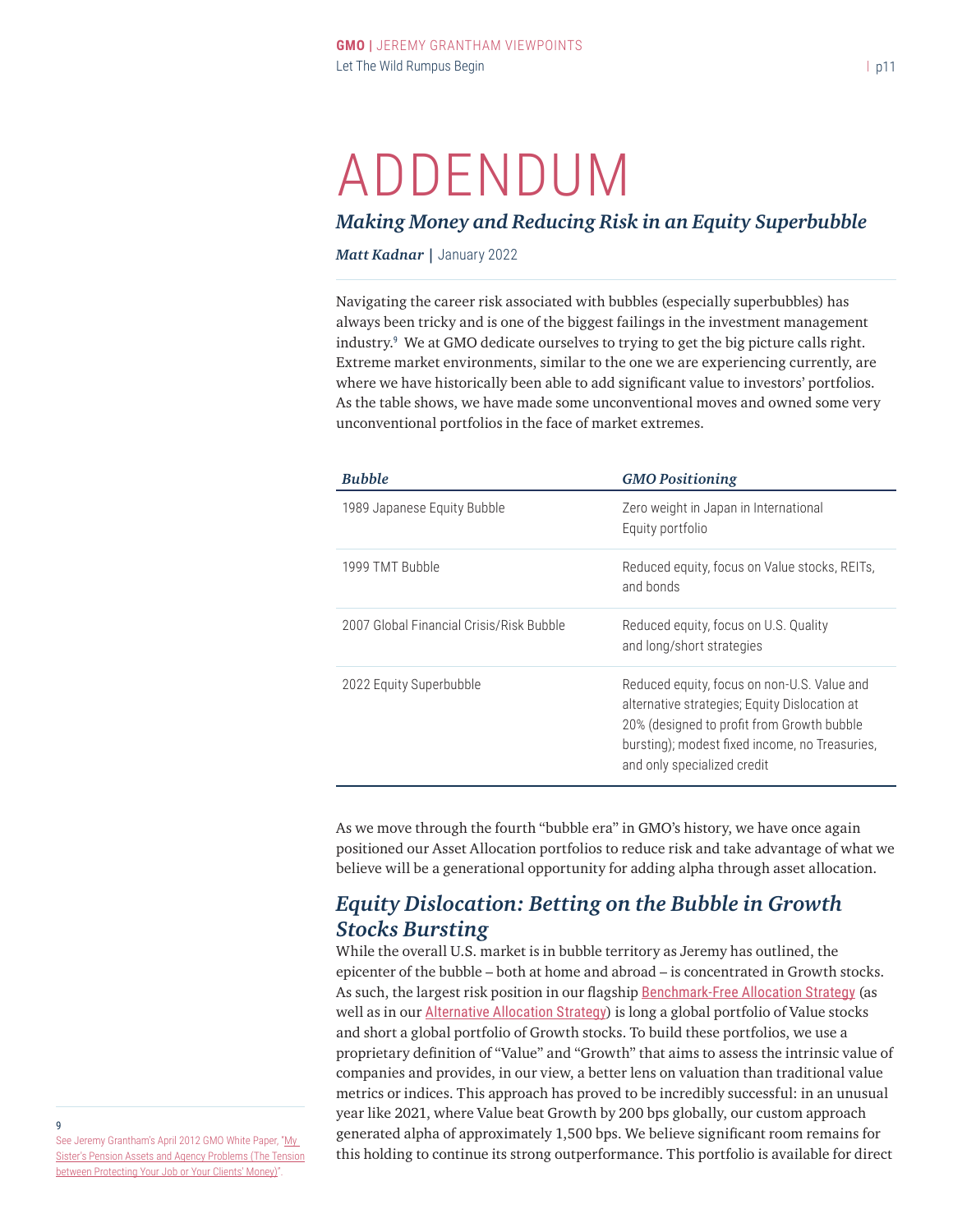# ADDENDUM

## *Making Money and Reducing Risk in an Equity Superbubble*

***Matt Kadnar*** | January 2022

Navigating the career risk associated with bubbles (especially superbubbles) has always been tricky and is one of the biggest failings in the investment management industry.[9] We at GMO dedicate ourselves to trying to get the big picture calls right. Extreme market environments, similar to the one we are experiencing currently, are where we have historically been able to add significant value to investors' portfolios. As the table shows, we have made some unconventional moves and owned some very unconventional portfolios in the face of market extremes.

| *Bubble* | *GMO Positioning* |
| --- | --- |
| 1989 Japanese Equity Bubble | Zero weight in Japan in International Equity portfolio |
| 1999 TMT Bubble | Reduced equity, focus on Value stocks, REITs, and bonds |
| 2007 Global Financial Crisis/Risk Bubble | Reduced equity, focus on U.S. Quality and long/short strategies |
| 2022 Equity Superbubble | Reduced equity, focus on non-U.S. Value and alternative strategies; Equity Dislocation at 20% (designed to profit from Growth bubble bursting); modest fixed income, no Treasuries, and only specialized credit |

As we move through the fourth "bubble era" in GMO's history, we have once again positioned our Asset Allocation portfolios to reduce risk and take advantage of what we believe will be a generational opportunity for adding alpha through asset allocation.

## *Equity Dislocation: Betting on the Bubble in Growth Stocks Bursting*

While the overall U.S. market is in bubble territory as Jeremy has outlined, the epicenter of the bubble – both at home and abroad – is concentrated in Growth stocks. As such, the largest risk position in our flagship Benchmark-Free Allocation Strategy (as well as in our Alternative Allocation Strategy) is long a global portfolio of Value stocks and short a global portfolio of Growth stocks. To build these portfolios, we use a proprietary definition of "Value" and "Growth" that aims to assess the intrinsic value of companies and provides, in our view, a better lens on valuation than traditional value metrics or indices. This approach has proved to be incredibly successful: in an unusual year like 2021, where Value beat Growth by 200 bps globally, our custom approach generated alpha of approximately 1,500 bps. We believe significant room remains for this holding to continue its strong outperformance. This portfolio is available for direct

---

[9] See Jeremy Grantham's April 2012 GMO White Paper, "My Sister's Pension Assets and Agency Problems (The Tension between Protecting Your Job or Your Clients' Money)".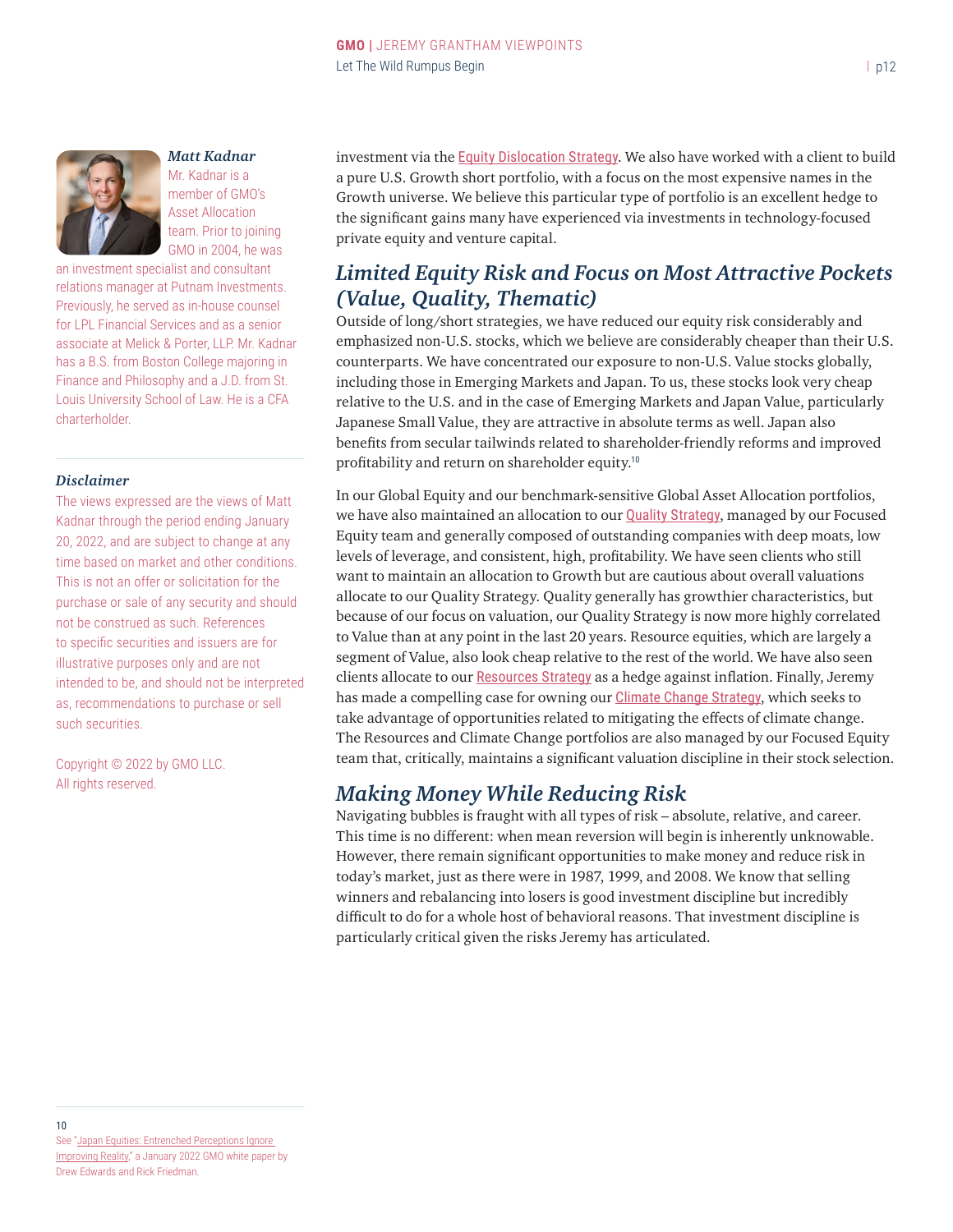investment via the Equity Dislocation Strategy. We also have worked with a client to build a pure U.S. Growth short portfolio, with a focus on the most expensive names in the Growth universe. We believe this particular type of portfolio is an excellent hedge to the significant gains many have experienced via investments in technology-focused private equity and venture capital.

## *Limited Equity Risk and Focus on Most Attractive Pockets (Value, Quality, Thematic)*

Outside of long/short strategies, we have reduced our equity risk considerably and emphasized non-U.S. stocks, which we believe are considerably cheaper than their U.S. counterparts. We have concentrated our exposure to non-U.S. Value stocks globally, including those in Emerging Markets and Japan. To us, these stocks look very cheap relative to the U.S. and in the case of Emerging Markets and Japan Value, particularly Japanese Small Value, they are attractive in absolute terms as well. Japan also benefits from secular tailwinds related to shareholder-friendly reforms and improved profitability and return on shareholder equity.[10]

In our Global Equity and our benchmark-sensitive Global Asset Allocation portfolios, we have also maintained an allocation to our Quality Strategy, managed by our Focused Equity team and generally composed of outstanding companies with deep moats, low levels of leverage, and consistent, high, profitability. We have seen clients who still want to maintain an allocation to Growth but are cautious about overall valuations allocate to our Quality Strategy. Quality generally has growthier characteristics, but because of our focus on valuation, our Quality Strategy is now more highly correlated to Value than at any point in the last 20 years. Resource equities, which are largely a segment of Value, also look cheap relative to the rest of the world. We have also seen clients allocate to our Resources Strategy as a hedge against inflation. Finally, Jeremy has made a compelling case for owning our Climate Change Strategy, which seeks to take advantage of opportunities related to mitigating the effects of climate change. The Resources and Climate Change portfolios are also managed by our Focused Equity team that, critically, maintains a significant valuation discipline in their stock selection.

## *Making Money While Reducing Risk*

Navigating bubbles is fraught with all types of risk – absolute, relative, and career. This time is no different: when mean reversion will begin is inherently unknowable. However, there remain significant opportunities to make money and reduce risk in today's market, just as there were in 1987, 1999, and 2008. We know that selling winners and rebalancing into losers is good investment discipline but incredibly difficult to do for a whole host of behavioral reasons. That investment discipline is particularly critical given the risks Jeremy has articulated.

***Matt Kadnar***
Mr. Kadnar is a member of GMO's Asset Allocation team. Prior to joining GMO in 2004, he was an investment specialist and consultant relations manager at Putnam Investments. Previously, he served as in-house counsel for LPL Financial Services and as a senior associate at Melick & Porter, LLP. Mr. Kadnar has a B.S. from Boston College majoring in Finance and Philosophy and a J.D. from St. Louis University School of Law. He is a CFA charterholder.

***Disclaimer***

The views expressed are the views of Matt Kadnar through the period ending January 20, 2022, and are subject to change at any time based on market and other conditions. This is not an offer or solicitation for the purchase or sale of any security and should not be construed as such. References to specific securities and issuers are for illustrative purposes only and are not intended to be, and should not be interpreted as, recommendations to purchase or sell such securities.

Copyright © 2022 by GMO LLC.
All rights reserved.

---

[10] See "Japan Equities: Entrenched Perceptions Ignore Improving Reality," a January 2022 GMO white paper by Drew Edwards and Rick Friedman.